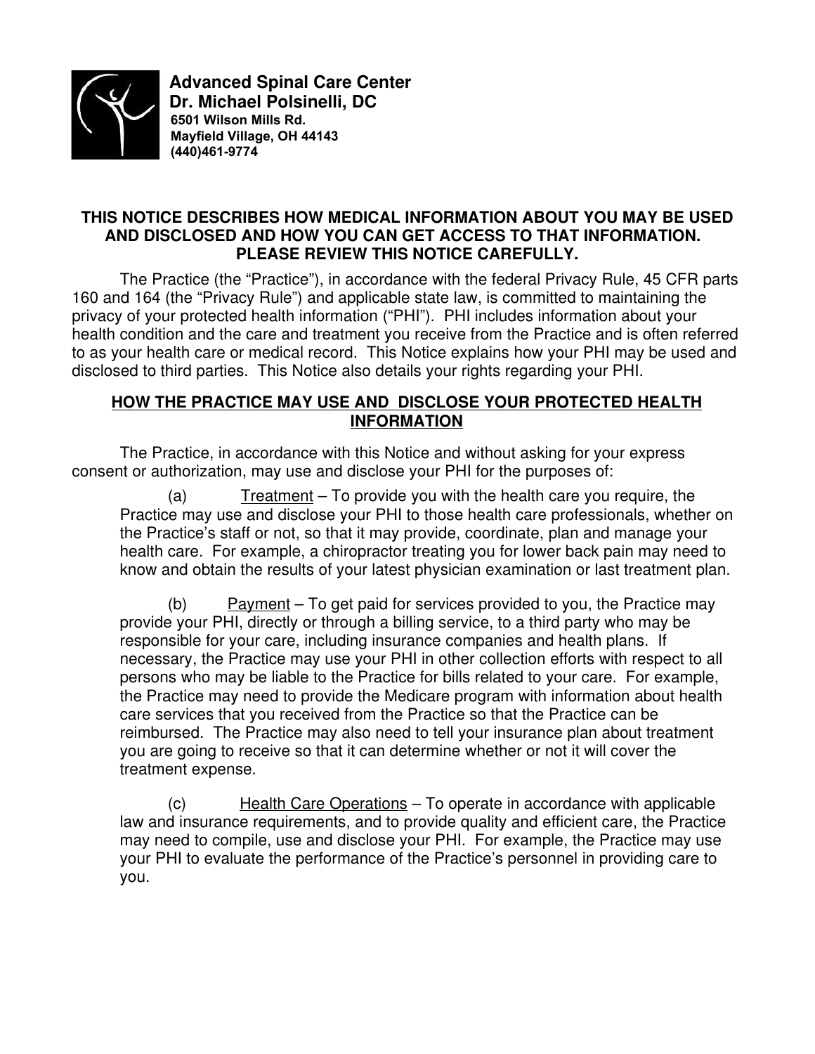**Advanced Spinal Care Center**
**Dr. Michael Polsinelli, DC**
**6501 Wilson Mills Rd.**
**Mayfield Village, OH 44143**
**(440)461-9774**

## THIS NOTICE DESCRIBES HOW MEDICAL INFORMATION ABOUT YOU MAY BE USED AND DISCLOSED AND HOW YOU CAN GET ACCESS TO THAT INFORMATION. PLEASE REVIEW THIS NOTICE CAREFULLY.

The Practice (the "Practice"), in accordance with the federal Privacy Rule, 45 CFR parts 160 and 164 (the "Privacy Rule") and applicable state law, is committed to maintaining the privacy of your protected health information ("PHI"). PHI includes information about your health condition and the care and treatment you receive from the Practice and is often referred to as your health care or medical record. This Notice explains how your PHI may be used and disclosed to third parties. This Notice also details your rights regarding your PHI.

## HOW THE PRACTICE MAY USE AND DISCLOSE YOUR PROTECTED HEALTH INFORMATION

The Practice, in accordance with this Notice and without asking for your express consent or authorization, may use and disclose your PHI for the purposes of:

(a) Treatment – To provide you with the health care you require, the Practice may use and disclose your PHI to those health care professionals, whether on the Practice's staff or not, so that it may provide, coordinate, plan and manage your health care. For example, a chiropractor treating you for lower back pain may need to know and obtain the results of your latest physician examination or last treatment plan.

(b) Payment – To get paid for services provided to you, the Practice may provide your PHI, directly or through a billing service, to a third party who may be responsible for your care, including insurance companies and health plans. If necessary, the Practice may use your PHI in other collection efforts with respect to all persons who may be liable to the Practice for bills related to your care. For example, the Practice may need to provide the Medicare program with information about health care services that you received from the Practice so that the Practice can be reimbursed. The Practice may also need to tell your insurance plan about treatment you are going to receive so that it can determine whether or not it will cover the treatment expense.

(c) Health Care Operations – To operate in accordance with applicable law and insurance requirements, and to provide quality and efficient care, the Practice may need to compile, use and disclose your PHI. For example, the Practice may use your PHI to evaluate the performance of the Practice's personnel in providing care to you.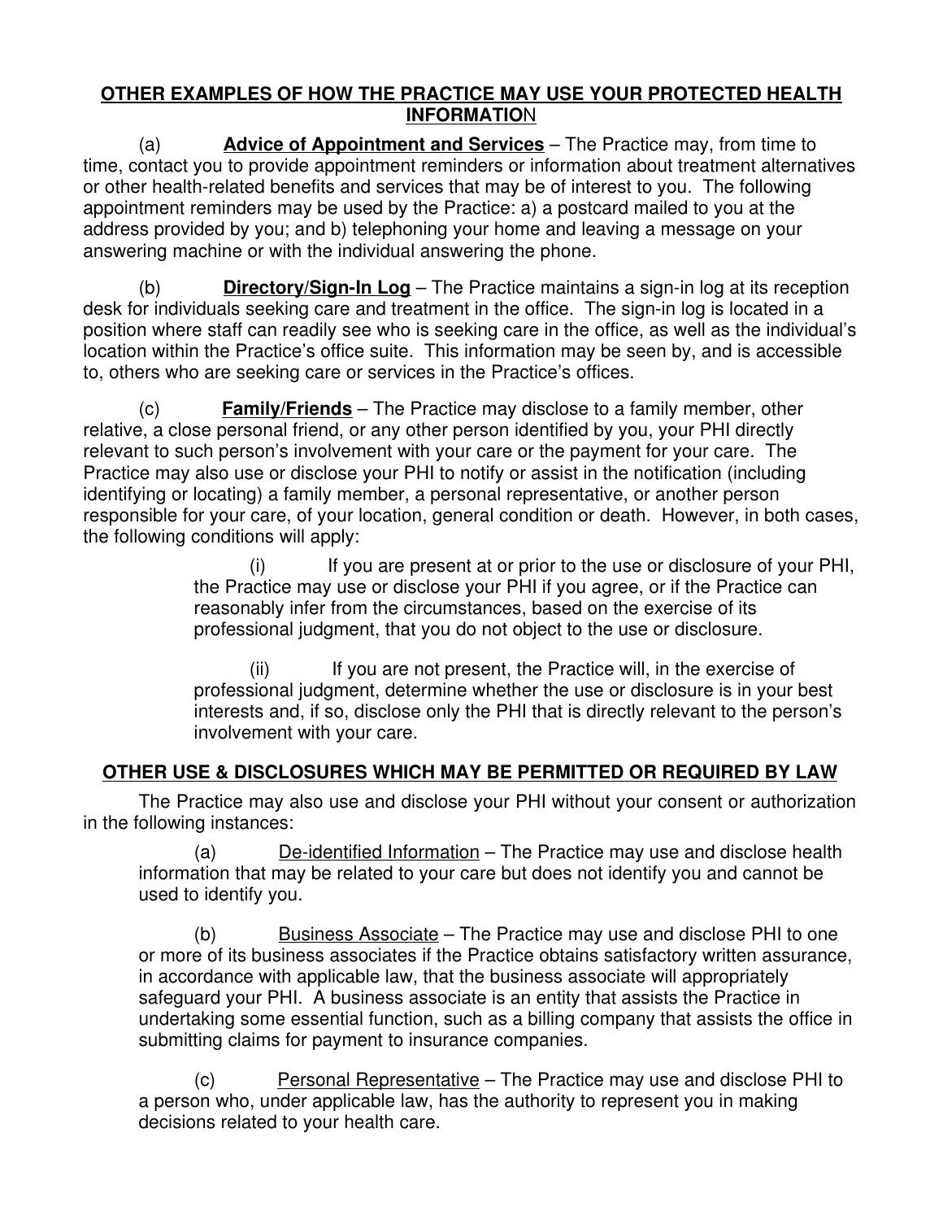## OTHER EXAMPLES OF HOW THE PRACTICE MAY USE YOUR PROTECTED HEALTH INFORMATION

(a) **Advice of Appointment and Services** – The Practice may, from time to time, contact you to provide appointment reminders or information about treatment alternatives or other health-related benefits and services that may be of interest to you. The following appointment reminders may be used by the Practice: a) a postcard mailed to you at the address provided by you; and b) telephoning your home and leaving a message on your answering machine or with the individual answering the phone.

(b) **Directory/Sign-In Log** – The Practice maintains a sign-in log at its reception desk for individuals seeking care and treatment in the office. The sign-in log is located in a position where staff can readily see who is seeking care in the office, as well as the individual's location within the Practice's office suite. This information may be seen by, and is accessible to, others who are seeking care or services in the Practice's offices.

(c) **Family/Friends** – The Practice may disclose to a family member, other relative, a close personal friend, or any other person identified by you, your PHI directly relevant to such person's involvement with your care or the payment for your care. The Practice may also use or disclose your PHI to notify or assist in the notification (including identifying or locating) a family member, a personal representative, or another person responsible for your care, of your location, general condition or death. However, in both cases, the following conditions will apply:

> (i) If you are present at or prior to the use or disclosure of your PHI, the Practice may use or disclose your PHI if you agree, or if the Practice can reasonably infer from the circumstances, based on the exercise of its professional judgment, that you do not object to the use or disclosure.
>
> (ii) If you are not present, the Practice will, in the exercise of professional judgment, determine whether the use or disclosure is in your best interests and, if so, disclose only the PHI that is directly relevant to the person's involvement with your care.

## OTHER USE & DISCLOSURES WHICH MAY BE PERMITTED OR REQUIRED BY LAW

The Practice may also use and disclose your PHI without your consent or authorization in the following instances:

(a) De-identified Information – The Practice may use and disclose health information that may be related to your care but does not identify you and cannot be used to identify you.

(b) Business Associate – The Practice may use and disclose PHI to one or more of its business associates if the Practice obtains satisfactory written assurance, in accordance with applicable law, that the business associate will appropriately safeguard your PHI. A business associate is an entity that assists the Practice in undertaking some essential function, such as a billing company that assists the office in submitting claims for payment to insurance companies.

(c) Personal Representative – The Practice may use and disclose PHI to a person who, under applicable law, has the authority to represent you in making decisions related to your health care.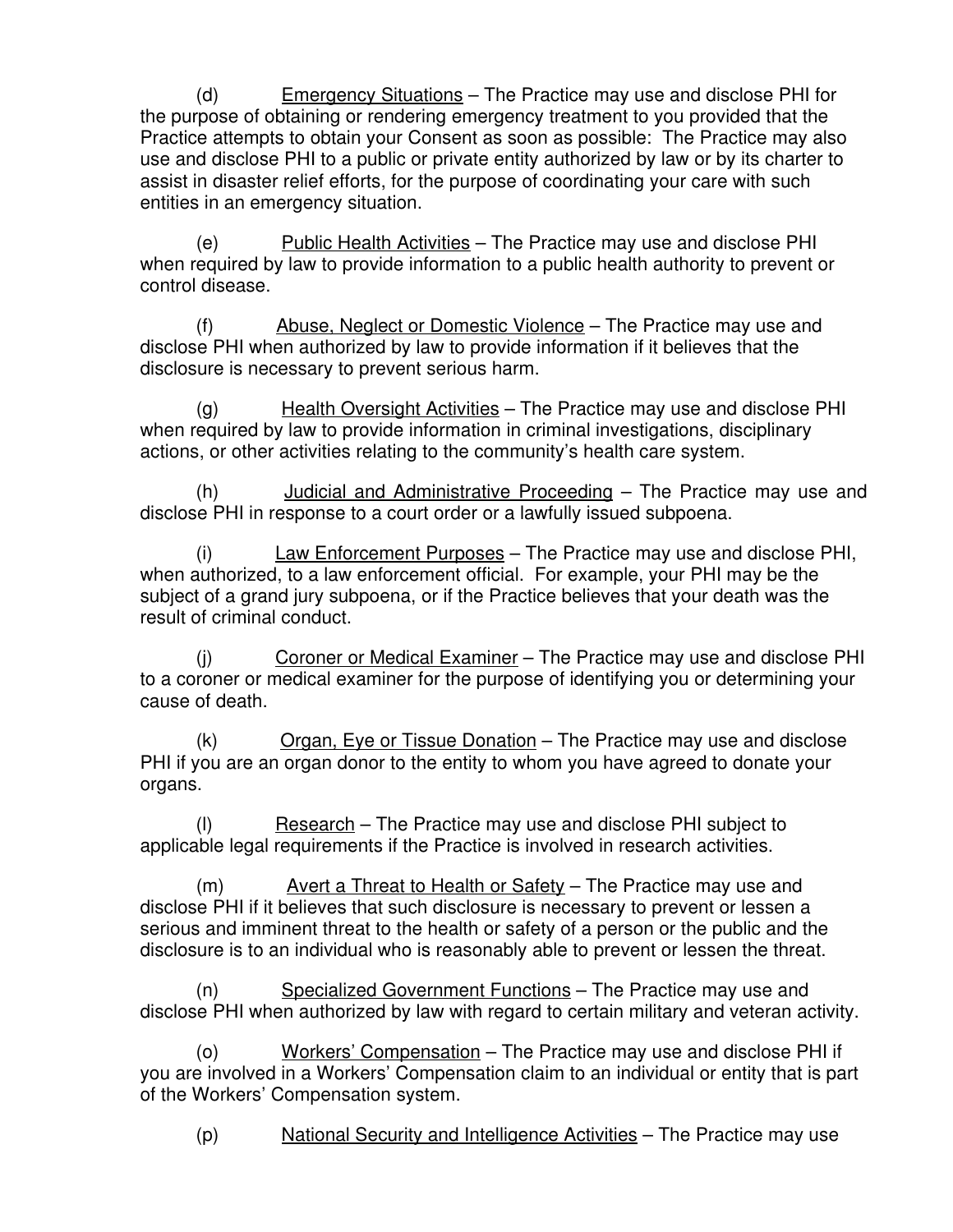(d) Emergency Situations – The Practice may use and disclose PHI for the purpose of obtaining or rendering emergency treatment to you provided that the Practice attempts to obtain your Consent as soon as possible: The Practice may also use and disclose PHI to a public or private entity authorized by law or by its charter to assist in disaster relief efforts, for the purpose of coordinating your care with such entities in an emergency situation.

(e) Public Health Activities – The Practice may use and disclose PHI when required by law to provide information to a public health authority to prevent or control disease.

(f) Abuse, Neglect or Domestic Violence – The Practice may use and disclose PHI when authorized by law to provide information if it believes that the disclosure is necessary to prevent serious harm.

(g) Health Oversight Activities – The Practice may use and disclose PHI when required by law to provide information in criminal investigations, disciplinary actions, or other activities relating to the community's health care system.

(h) Judicial and Administrative Proceeding – The Practice may use and disclose PHI in response to a court order or a lawfully issued subpoena.

(i) Law Enforcement Purposes – The Practice may use and disclose PHI, when authorized, to a law enforcement official. For example, your PHI may be the subject of a grand jury subpoena, or if the Practice believes that your death was the result of criminal conduct.

(j) Coroner or Medical Examiner – The Practice may use and disclose PHI to a coroner or medical examiner for the purpose of identifying you or determining your cause of death.

(k) Organ, Eye or Tissue Donation – The Practice may use and disclose PHI if you are an organ donor to the entity to whom you have agreed to donate your organs.

(l) Research – The Practice may use and disclose PHI subject to applicable legal requirements if the Practice is involved in research activities.

(m) Avert a Threat to Health or Safety – The Practice may use and disclose PHI if it believes that such disclosure is necessary to prevent or lessen a serious and imminent threat to the health or safety of a person or the public and the disclosure is to an individual who is reasonably able to prevent or lessen the threat.

(n) Specialized Government Functions – The Practice may use and disclose PHI when authorized by law with regard to certain military and veteran activity.

(o) Workers' Compensation – The Practice may use and disclose PHI if you are involved in a Workers' Compensation claim to an individual or entity that is part of the Workers' Compensation system.

(p) National Security and Intelligence Activities – The Practice may use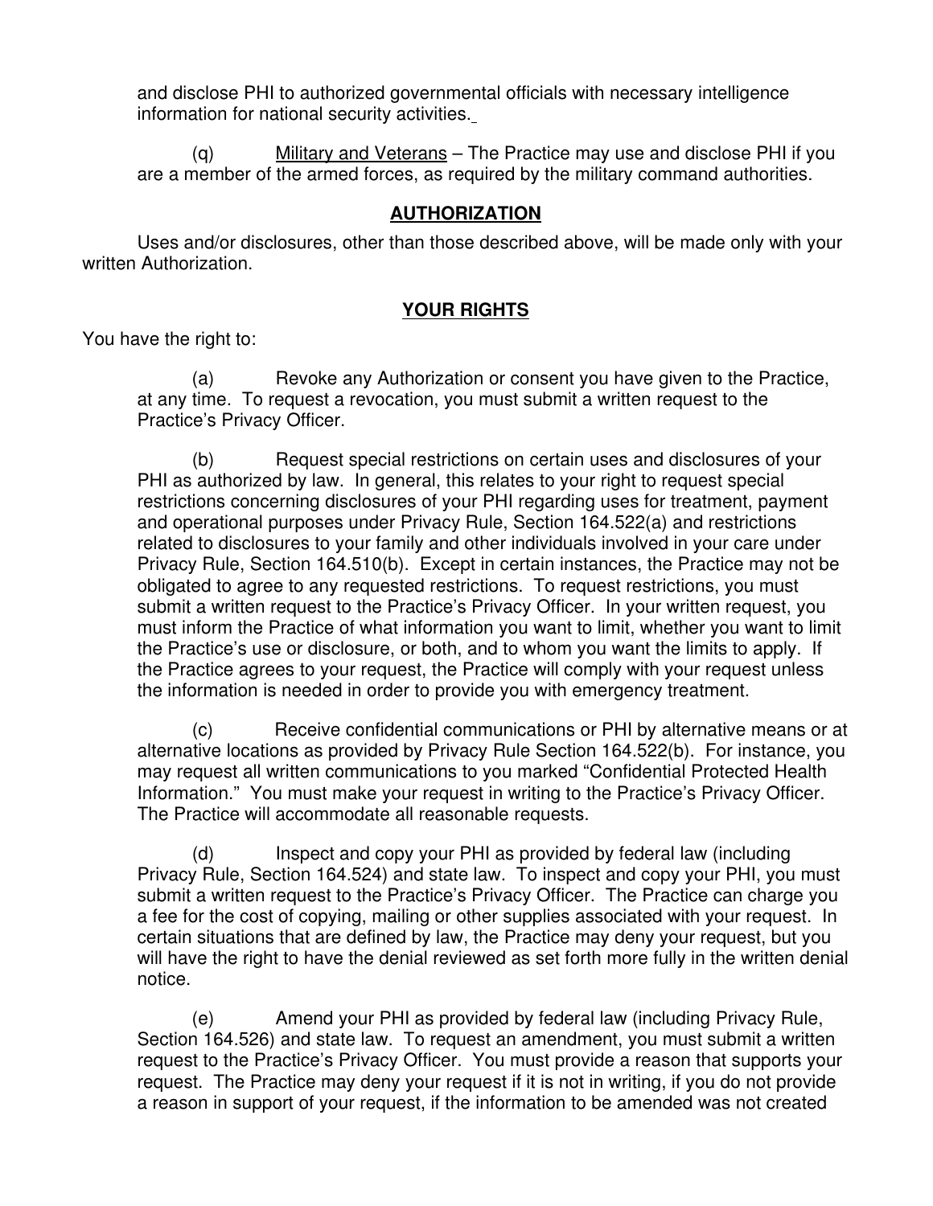and disclose PHI to authorized governmental officials with necessary intelligence information for national security activities.

(q) Military and Veterans – The Practice may use and disclose PHI if you are a member of the armed forces, as required by the military command authorities.

## AUTHORIZATION

Uses and/or disclosures, other than those described above, will be made only with your written Authorization.

## YOUR RIGHTS

You have the right to:

(a) Revoke any Authorization or consent you have given to the Practice, at any time. To request a revocation, you must submit a written request to the Practice's Privacy Officer.

(b) Request special restrictions on certain uses and disclosures of your PHI as authorized by law. In general, this relates to your right to request special restrictions concerning disclosures of your PHI regarding uses for treatment, payment and operational purposes under Privacy Rule, Section 164.522(a) and restrictions related to disclosures to your family and other individuals involved in your care under Privacy Rule, Section 164.510(b). Except in certain instances, the Practice may not be obligated to agree to any requested restrictions. To request restrictions, you must submit a written request to the Practice's Privacy Officer. In your written request, you must inform the Practice of what information you want to limit, whether you want to limit the Practice's use or disclosure, or both, and to whom you want the limits to apply. If the Practice agrees to your request, the Practice will comply with your request unless the information is needed in order to provide you with emergency treatment.

(c) Receive confidential communications or PHI by alternative means or at alternative locations as provided by Privacy Rule Section 164.522(b). For instance, you may request all written communications to you marked "Confidential Protected Health Information." You must make your request in writing to the Practice's Privacy Officer. The Practice will accommodate all reasonable requests.

(d) Inspect and copy your PHI as provided by federal law (including Privacy Rule, Section 164.524) and state law. To inspect and copy your PHI, you must submit a written request to the Practice's Privacy Officer. The Practice can charge you a fee for the cost of copying, mailing or other supplies associated with your request. In certain situations that are defined by law, the Practice may deny your request, but you will have the right to have the denial reviewed as set forth more fully in the written denial notice.

(e) Amend your PHI as provided by federal law (including Privacy Rule, Section 164.526) and state law. To request an amendment, you must submit a written request to the Practice's Privacy Officer. You must provide a reason that supports your request. The Practice may deny your request if it is not in writing, if you do not provide a reason in support of your request, if the information to be amended was not created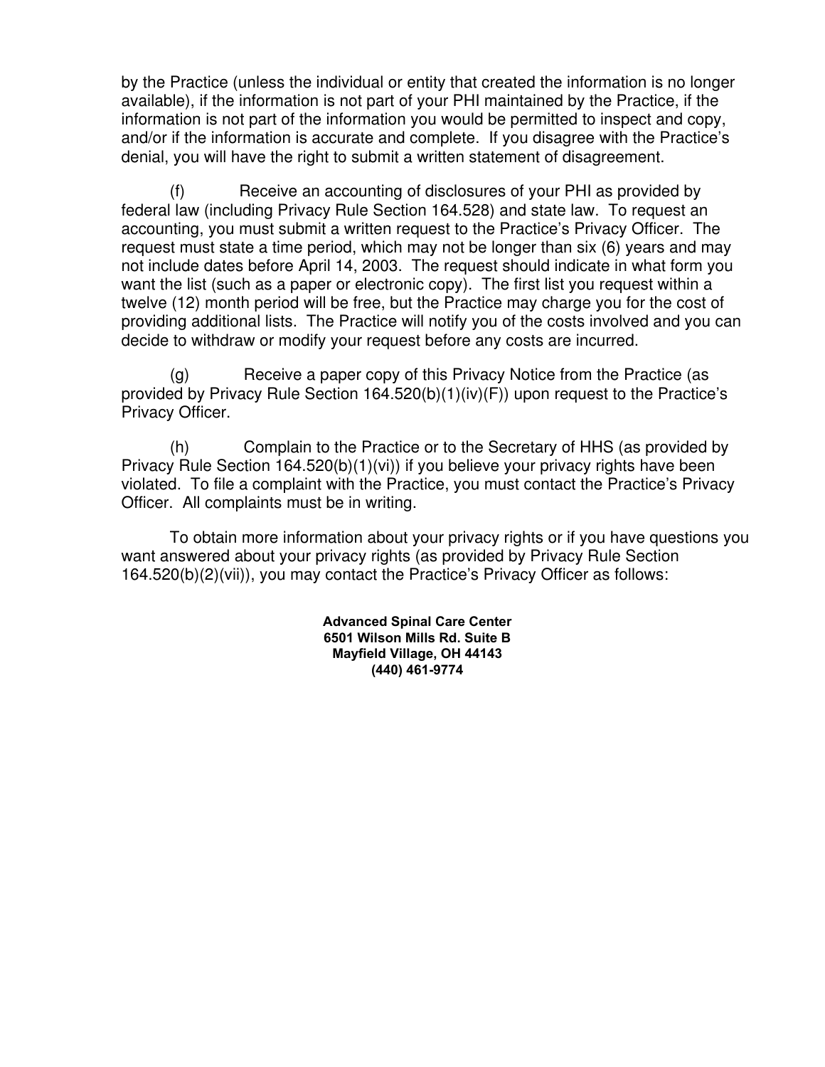by the Practice (unless the individual or entity that created the information is no longer available), if the information is not part of your PHI maintained by the Practice, if the information is not part of the information you would be permitted to inspect and copy, and/or if the information is accurate and complete. If you disagree with the Practice's denial, you will have the right to submit a written statement of disagreement.

(f) Receive an accounting of disclosures of your PHI as provided by federal law (including Privacy Rule Section 164.528) and state law. To request an accounting, you must submit a written request to the Practice's Privacy Officer. The request must state a time period, which may not be longer than six (6) years and may not include dates before April 14, 2003. The request should indicate in what form you want the list (such as a paper or electronic copy). The first list you request within a twelve (12) month period will be free, but the Practice may charge you for the cost of providing additional lists. The Practice will notify you of the costs involved and you can decide to withdraw or modify your request before any costs are incurred.

(g) Receive a paper copy of this Privacy Notice from the Practice (as provided by Privacy Rule Section 164.520(b)(1)(iv)(F)) upon request to the Practice's Privacy Officer.

(h) Complain to the Practice or to the Secretary of HHS (as provided by Privacy Rule Section 164.520(b)(1)(vi)) if you believe your privacy rights have been violated. To file a complaint with the Practice, you must contact the Practice's Privacy Officer. All complaints must be in writing.

To obtain more information about your privacy rights or if you have questions you want answered about your privacy rights (as provided by Privacy Rule Section 164.520(b)(2)(vii)), you may contact the Practice's Privacy Officer as follows:

**Advanced Spinal Care Center**
**6501 Wilson Mills Rd. Suite B**
**Mayfield Village, OH 44143**
**(440) 461-9774**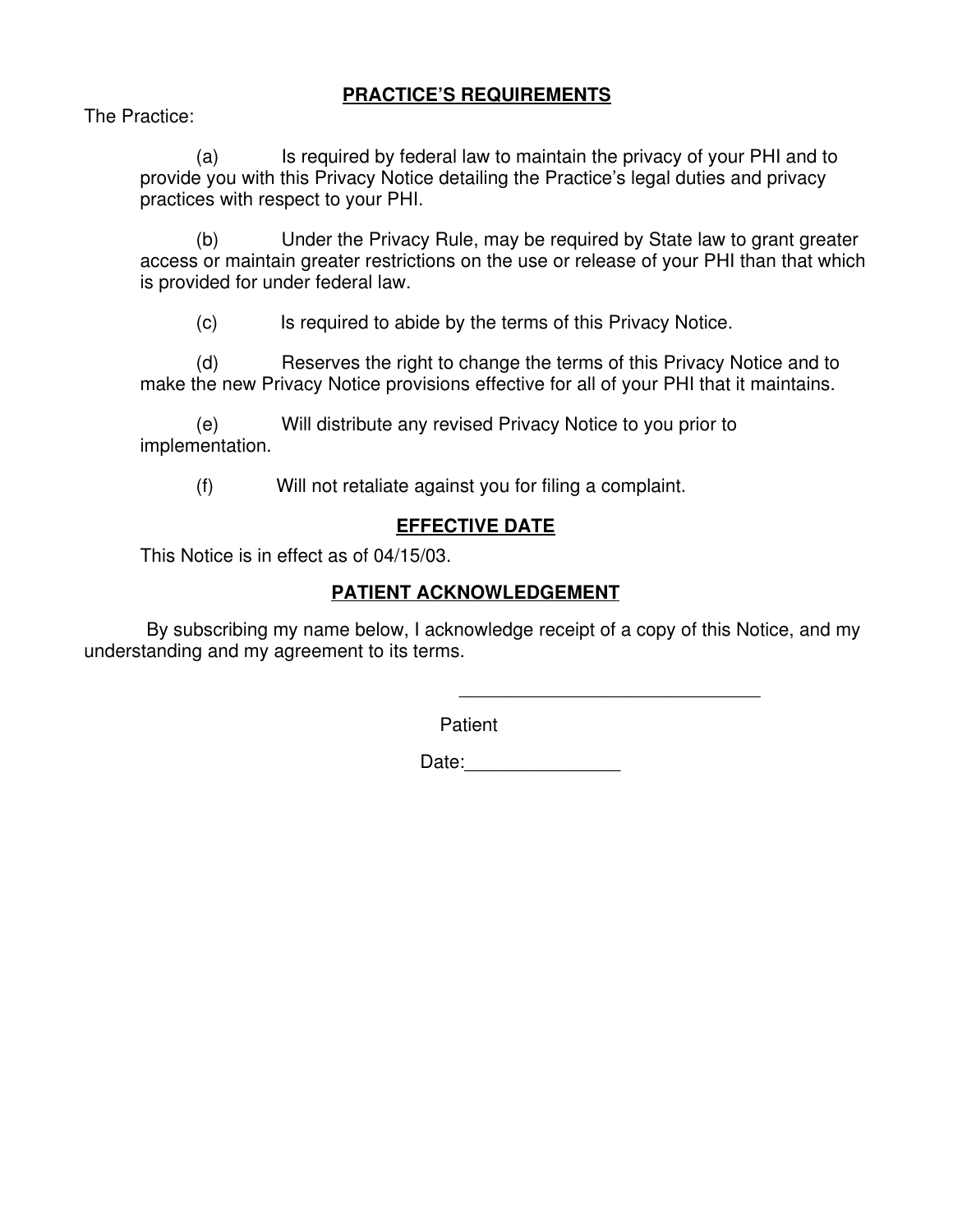## PRACTICE'S REQUIREMENTS

The Practice:

(a) Is required by federal law to maintain the privacy of your PHI and to provide you with this Privacy Notice detailing the Practice's legal duties and privacy practices with respect to your PHI.

(b) Under the Privacy Rule, may be required by State law to grant greater access or maintain greater restrictions on the use or release of your PHI than that which is provided for under federal law.

(c) Is required to abide by the terms of this Privacy Notice.

(d) Reserves the right to change the terms of this Privacy Notice and to make the new Privacy Notice provisions effective for all of your PHI that it maintains.

(e) Will distribute any revised Privacy Notice to you prior to implementation.

(f) Will not retaliate against you for filing a complaint.

## EFFECTIVE DATE

This Notice is in effect as of 04/15/03.

## PATIENT ACKNOWLEDGEMENT

By subscribing my name below, I acknowledge receipt of a copy of this Notice, and my understanding and my agreement to its terms.

_____________________________

Patient

Date:_______________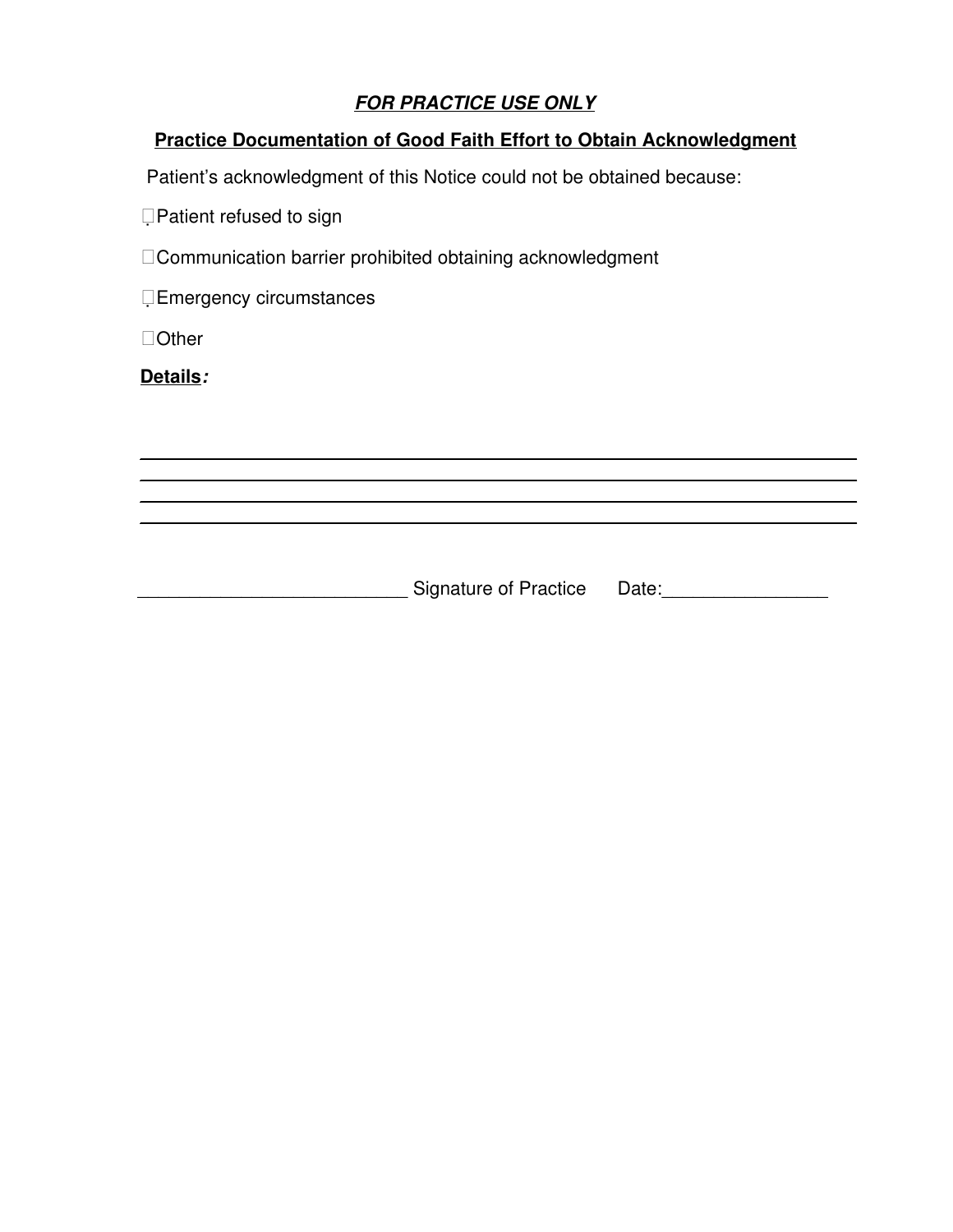***FOR PRACTICE USE ONLY***

**Practice Documentation of Good Faith Effort to Obtain Acknowledgment**

Patient's acknowledgment of this Notice could not be obtained because:

☐ Patient refused to sign

☐ Communication barrier prohibited obtaining acknowledgment

☐ Emergency circumstances

☐ Other

**Details:**

______________________________________________________________________

______________________________________________________________________

______________________________________________________________________

______________________________________________________________________

__________________________ Signature of Practice Date:________________